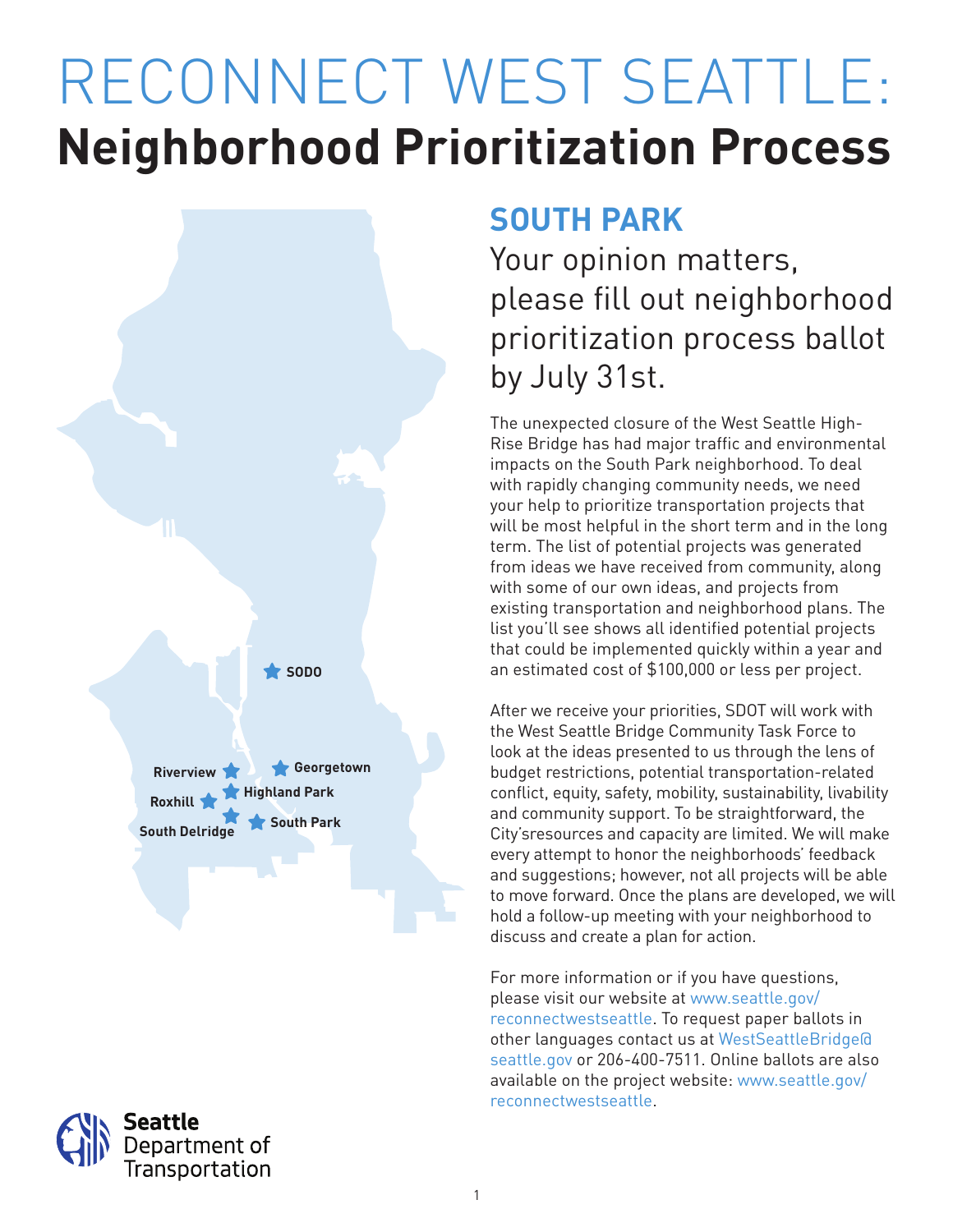# RECONNECT WEST SEATTLE:
# Neighborhood Prioritization Process

SODO

Riverview

Georgetown

Roxhill

Highland Park

South Delridge

South Park

## SOUTH PARK

Your opinion matters, please fill out neighborhood prioritization process ballot by July 31st.

The unexpected closure of the West Seattle High-Rise Bridge has had major traffic and environmental impacts on the South Park neighborhood. To deal with rapidly changing community needs, we need your help to prioritize transportation projects that will be most helpful in the short term and in the long term. The list of potential projects was generated from ideas we have received from community, along with some of our own ideas, and projects from existing transportation and neighborhood plans. The list you'll see shows all identified potential projects that could be implemented quickly within a year and an estimated cost of $100,000 or less per project.

After we receive your priorities, SDOT will work with the West Seattle Bridge Community Task Force to look at the ideas presented to us through the lens of budget restrictions, potential transportation-related conflict, equity, safety, mobility, sustainability, livability and community support. To be straightforward, the City'sresources and capacity are limited. We will make every attempt to honor the neighborhoods' feedback and suggestions; however, not all projects will be able to move forward. Once the plans are developed, we will hold a follow-up meeting with your neighborhood to discuss and create a plan for action.

For more information or if you have questions, please visit our website at www.seattle.gov/reconnectwestseattle. To request paper ballots in other languages contact us at WestSeattleBridge@seattle.gov or 206-400-7511. Online ballots are also available on the project website: www.seattle.gov/reconnectwestseattle.

Seattle Department of Transportation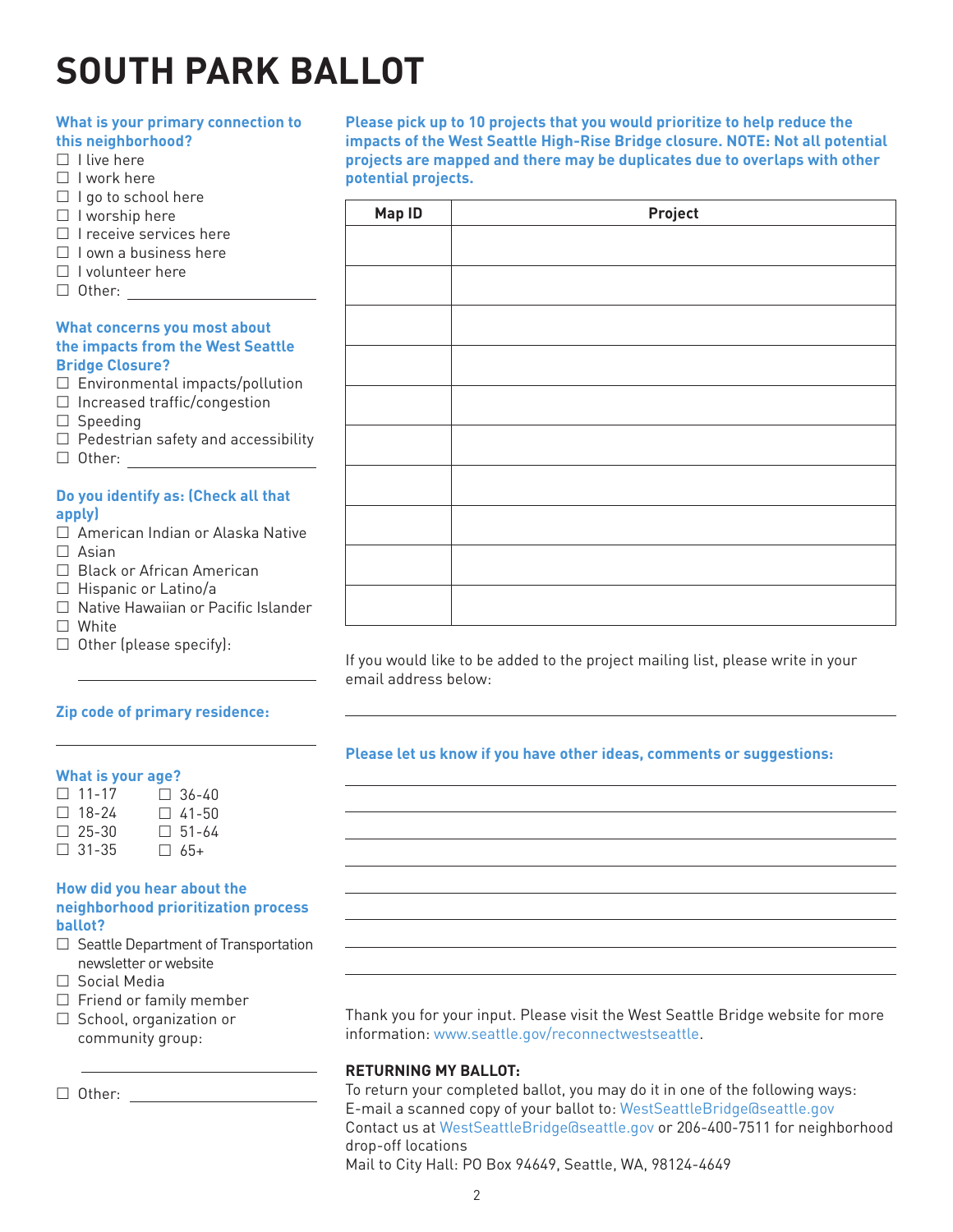# SOUTH PARK BALLOT

**What is your primary connection to this neighborhood?**

- ☐ I live here
- ☐ I work here
- ☐ I go to school here
- ☐ I worship here
- ☐ I receive services here
- ☐ I own a business here
- ☐ I volunteer here
- ☐ Other: ____________________

**What concerns you most about the impacts from the West Seattle Bridge Closure?**

- ☐ Environmental impacts/pollution
- ☐ Increased traffic/congestion
- ☐ Speeding
- ☐ Pedestrian safety and accessibility
- ☐ Other: ____________________

**Do you identify as: (Check all that apply)**

- ☐ American Indian or Alaska Native
- ☐ Asian
- ☐ Black or African American
- ☐ Hispanic or Latino/a
- ☐ Native Hawaiian or Pacific Islander
- ☐ White
- ☐ Other (please specify):

____________________

**Zip code of primary residence:**

____________________

**What is your age?**

- ☐ 11-17
- ☐ 18-24
- ☐ 25-30
- ☐ 31-35
- ☐ 36-40
- ☐ 41-50
- ☐ 51-64
- ☐ 65+

**How did you hear about the neighborhood prioritization process ballot?**

- ☐ Seattle Department of Transportation newsletter or website
- ☐ Social Media
- ☐ Friend or family member
- ☐ School, organization or community group:

____________________

- ☐ Other: ____________________

**Please pick up to 10 projects that you would prioritize to help reduce the impacts of the West Seattle High-Rise Bridge closure. NOTE: Not all potential projects are mapped and there may be duplicates due to overlaps with other potential projects.**

| Map ID | Project |
|---|---|
| | |
| | |
| | |
| | |
| | |
| | |
| | |
| | |
| | |
| | |

If you would like to be added to the project mailing list, please write in your email address below:

____________________

**Please let us know if you have other ideas, comments or suggestions:**

____________________

____________________

____________________

____________________

____________________

____________________

____________________

Thank you for your input. Please visit the West Seattle Bridge website for more information: www.seattle.gov/reconnectwestseattle.

**RETURNING MY BALLOT:**

To return your completed ballot, you may do it in one of the following ways:
E-mail a scanned copy of your ballot to: WestSeattleBridge@seattle.gov
Contact us at WestSeattleBridge@seattle.gov or 206-400-7511 for neighborhood drop-off locations
Mail to City Hall: PO Box 94649, Seattle, WA, 98124-4649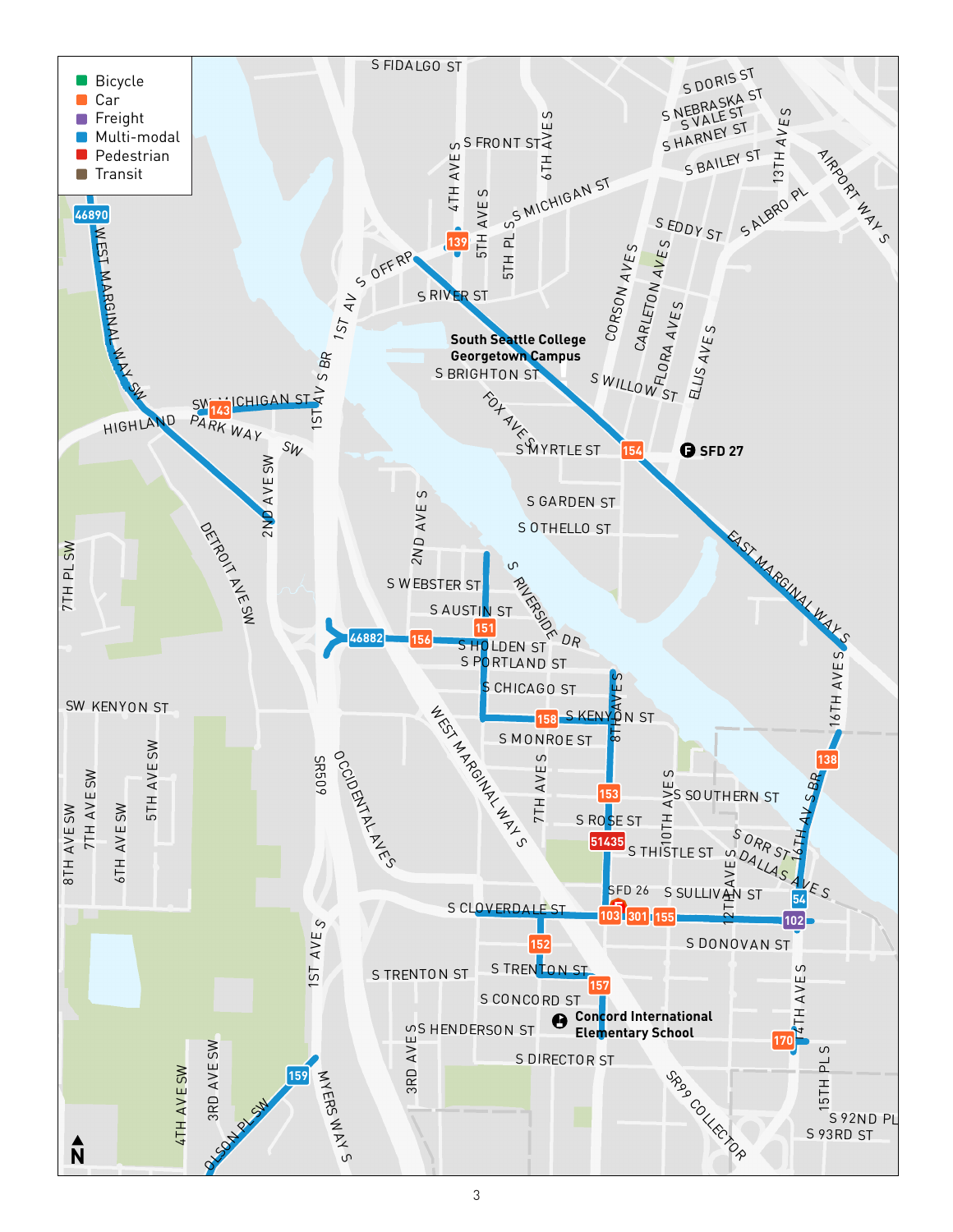Bicycle
Car
Freight
Multi-modal
Pedestrian
Transit

46890
143
139
154
SFD 27
46882
156
151
158
153
51435
138
SFD 26
103
301
155
54
102
152
157
170
159

South Seattle College Georgetown Campus

Concord International Elementary School

S FIDALGO ST
S DORIS ST
S NEBRASKA ST
S VALE ST
S HARNEY ST
S BAILEY ST
S FRONT ST
S MICHIGAN ST
S EDDY ST
S ALBRO PL
AIRPORT WAY S
13TH AVE S
6TH AVE S
4TH AVE S
5TH AVE S
5TH PL S
S OFF RP
S RIVER ST
1ST AV S
CORSON AVE S
CARLETON AVE S
FLORA AVE S
ELLIS AVE S
S BRIGHTON ST
S WILLOW ST
FOX AVE S
S MYRTLE ST
WEST MARGINAL WAY SW
SW MICHIGAN ST
1ST AV S BR
HIGHLAND PARK WAY SW
2ND AVE SW
S GARDEN ST
S OTHELLO ST
EAST MARGINAL WAY S
DETROIT AVE SW
7TH PL SW
2ND AVE S
S WEBSTER ST
S AUSTIN ST
S RIVERSIDE DR
S HOLDEN ST
S PORTLAND ST
S CHICAGO ST
8TH AVE S
S KENYON ST
SW KENYON ST
S MONROE ST
16TH AVE S
SR509
OCCIDENTAL AVE S
WEST MARGINAL WAY S
7TH AVE S
10TH AVE S
S SOUTHERN ST
S ROSE ST
S THISTLE ST
S ORR ST
S DALLAS AVE S
16TH AV S BR
8TH AVE SW
7TH AVE SW
6TH AVE SW
5TH AVE SW
12TH AVE S
S SULLIVAN ST
S CLOVERDALE ST
S DONOVAN ST
1ST AVE S
S TRENTON ST
S CONCORD ST
14TH AVE S
S HENDERSON ST
3RD AVE S
S DIRECTOR ST
15TH PL S
S 92ND PL
S 93RD ST
SR99 COLLECTOR
MYERS WAY S
OLSON PL SW
3RD AVE SW
4TH AVE SW
N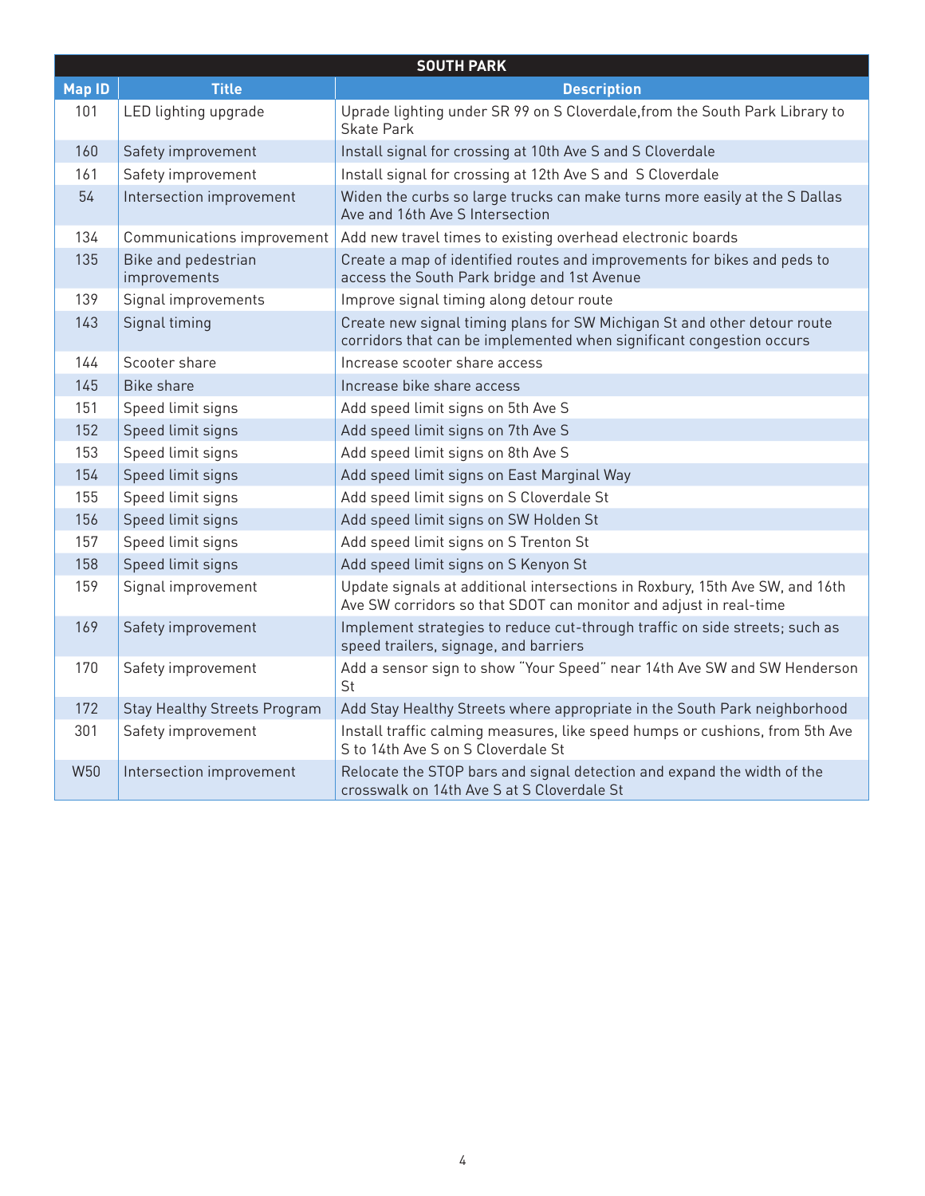## SOUTH PARK

| Map ID | Title | Description |
|---|---|---|
| 101 | LED lighting upgrade | Uprade lighting under SR 99 on S Cloverdale,from the South Park Library to Skate Park |
| 160 | Safety improvement | Install signal for crossing at 10th Ave S and S Cloverdale |
| 161 | Safety improvement | Install signal for crossing at 12th Ave S and S Cloverdale |
| 54 | Intersection improvement | Widen the curbs so large trucks can make turns more easily at the S Dallas Ave and 16th Ave S Intersection |
| 134 | Communications improvement | Add new travel times to existing overhead electronic boards |
| 135 | Bike and pedestrian improvements | Create a map of identified routes and improvements for bikes and peds to access the South Park bridge and 1st Avenue |
| 139 | Signal improvements | Improve signal timing along detour route |
| 143 | Signal timing | Create new signal timing plans for SW Michigan St and other detour route corridors that can be implemented when significant congestion occurs |
| 144 | Scooter share | Increase scooter share access |
| 145 | Bike share | Increase bike share access |
| 151 | Speed limit signs | Add speed limit signs on 5th Ave S |
| 152 | Speed limit signs | Add speed limit signs on 7th Ave S |
| 153 | Speed limit signs | Add speed limit signs on 8th Ave S |
| 154 | Speed limit signs | Add speed limit signs on East Marginal Way |
| 155 | Speed limit signs | Add speed limit signs on S Cloverdale St |
| 156 | Speed limit signs | Add speed limit signs on SW Holden St |
| 157 | Speed limit signs | Add speed limit signs on S Trenton St |
| 158 | Speed limit signs | Add speed limit signs on S Kenyon St |
| 159 | Signal improvement | Update signals at additional intersections in Roxbury, 15th Ave SW, and 16th Ave SW corridors so that SDOT can monitor and adjust in real-time |
| 169 | Safety improvement | Implement strategies to reduce cut-through traffic on side streets; such as speed trailers, signage, and barriers |
| 170 | Safety improvement | Add a sensor sign to show "Your Speed" near 14th Ave SW and SW Henderson St |
| 172 | Stay Healthy Streets Program | Add Stay Healthy Streets where appropriate in the South Park neighborhood |
| 301 | Safety improvement | Install traffic calming measures, like speed humps or cushions, from 5th Ave S to 14th Ave S on S Cloverdale St |
| W50 | Intersection improvement | Relocate the STOP bars and signal detection and expand the width of the crosswalk on 14th Ave S at S Cloverdale St |